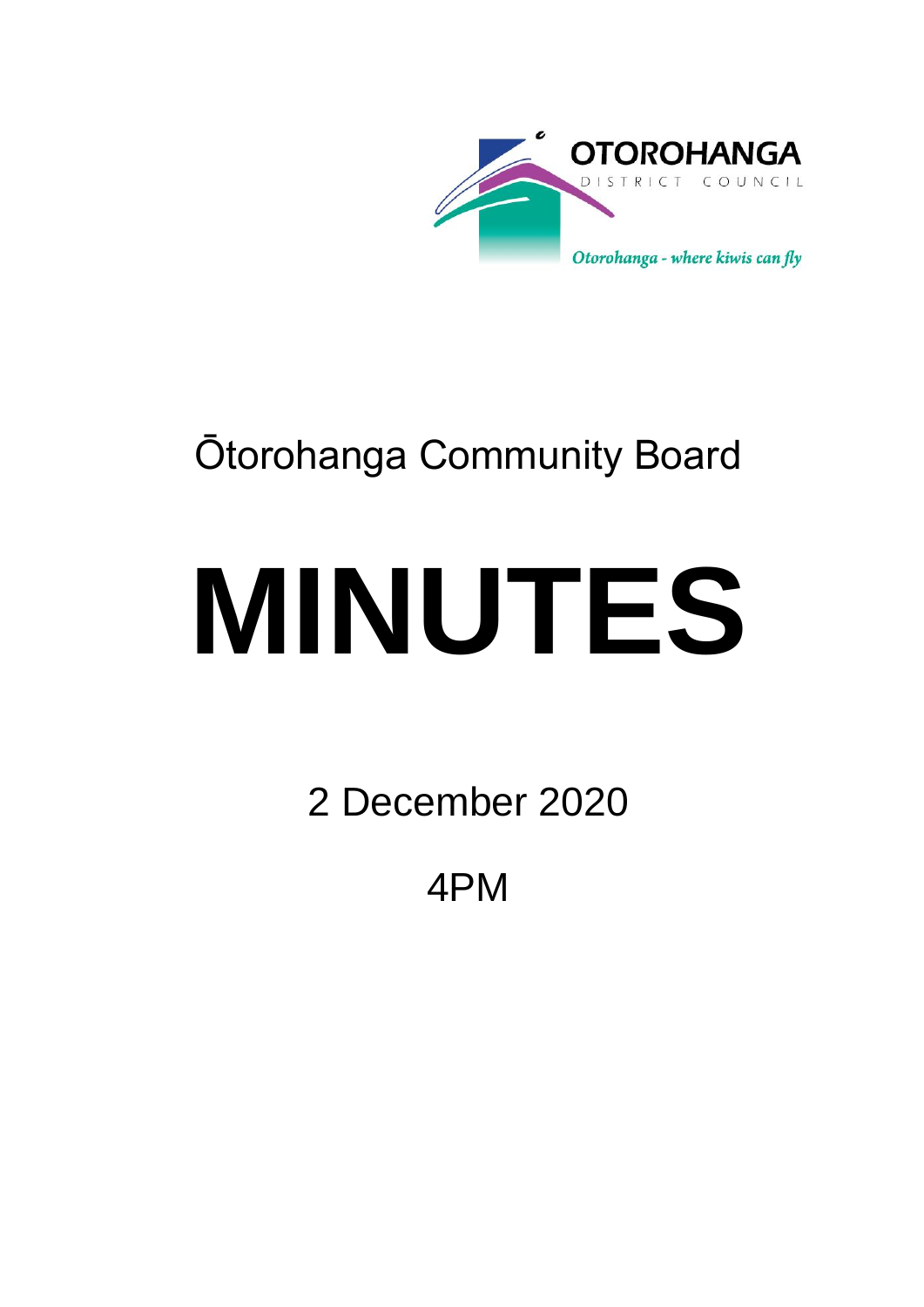OTOROHANGA DISTRICT COUNCIL

*Otorohanga - where kiwis can fly*

# Ōtorohanga Community Board

# MINUTES

2 December 2020

4PM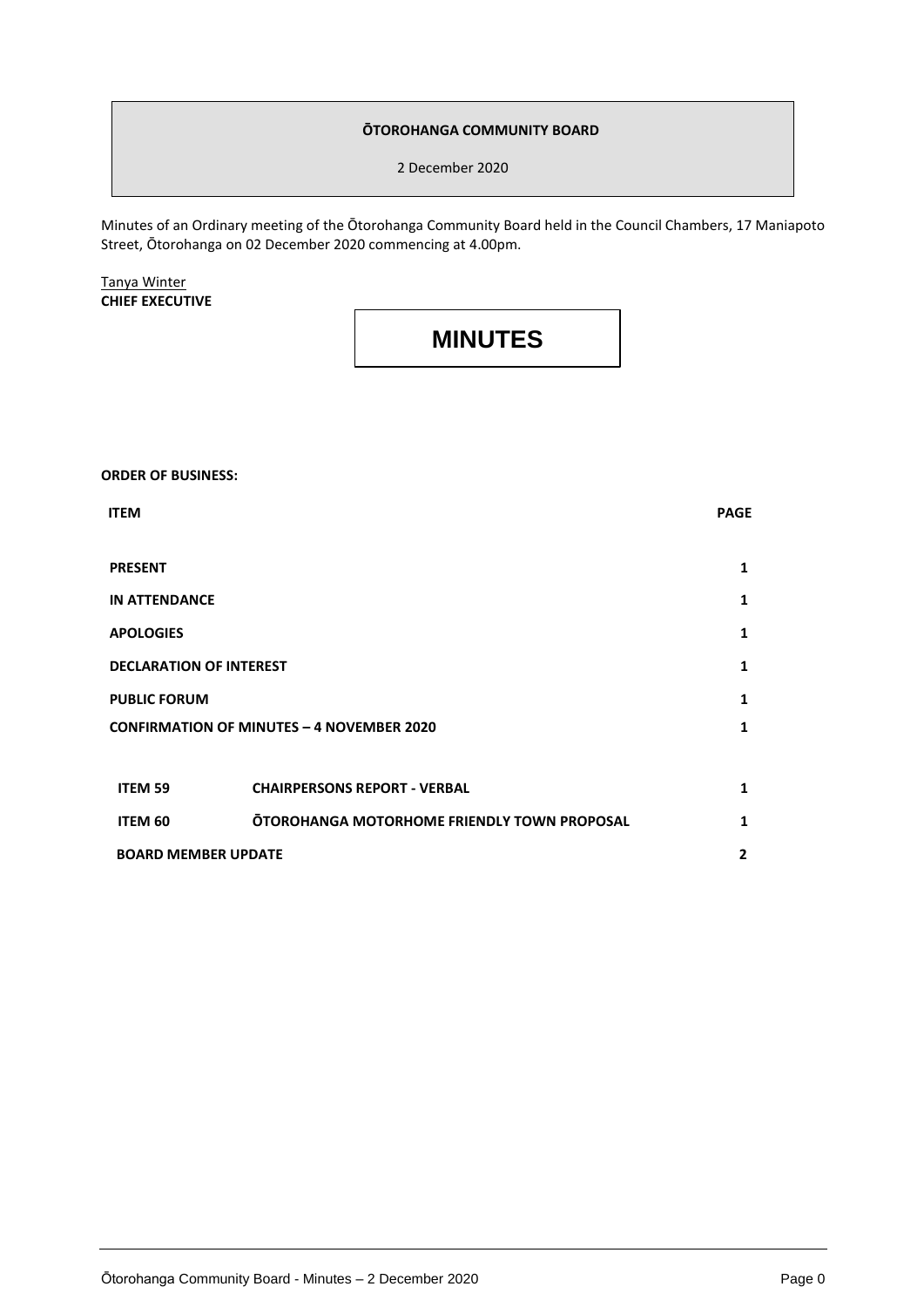**ŌTOROHANGA COMMUNITY BOARD**

2 December 2020

Minutes of an Ordinary meeting of the Ōtorohanga Community Board held in the Council Chambers, 17 Maniapoto Street, Ōtorohanga on 02 December 2020 commencing at 4.00pm.

Tanya Winter
**CHIEF EXECUTIVE**

# MINUTES

**ORDER OF BUSINESS:**

| ITEM | | PAGE |
|---|---|---|
| **PRESENT** | | 1 |
| **IN ATTENDANCE** | | 1 |
| **APOLOGIES** | | 1 |
| **DECLARATION OF INTEREST** | | 1 |
| **PUBLIC FORUM** | | 1 |
| **CONFIRMATION OF MINUTES – 4 NOVEMBER 2020** | | 1 |
| **ITEM 59** | **CHAIRPERSONS REPORT - VERBAL** | 1 |
| **ITEM 60** | **ŌTOROHANGA MOTORHOME FRIENDLY TOWN PROPOSAL** | 1 |
| **BOARD MEMBER UPDATE** | | 2 |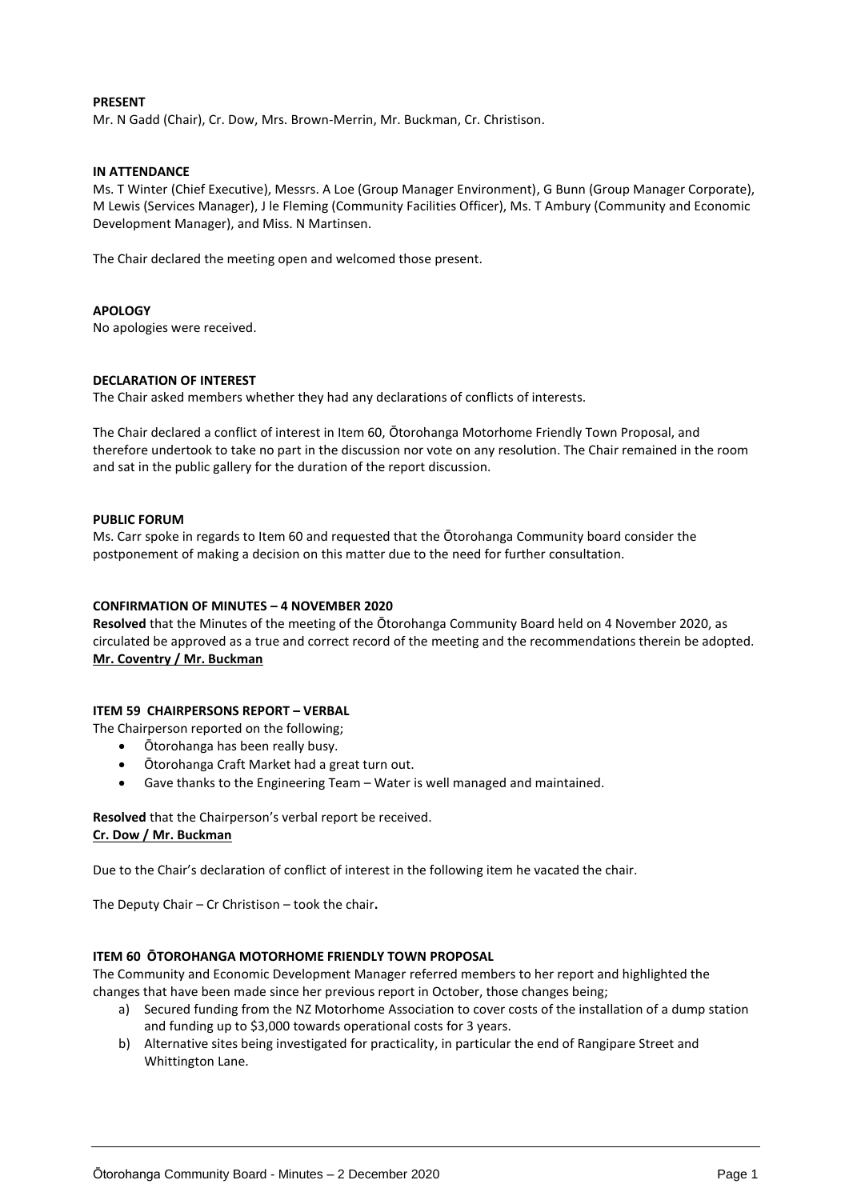**PRESENT**
Mr. N Gadd (Chair), Cr. Dow, Mrs. Brown-Merrin, Mr. Buckman, Cr. Christison.

**IN ATTENDANCE**
Ms. T Winter (Chief Executive), Messrs. A Loe (Group Manager Environment), G Bunn (Group Manager Corporate), M Lewis (Services Manager), J le Fleming (Community Facilities Officer), Ms. T Ambury (Community and Economic Development Manager), and Miss. N Martinsen.

The Chair declared the meeting open and welcomed those present.

**APOLOGY**
No apologies were received.

**DECLARATION OF INTEREST**
The Chair asked members whether they had any declarations of conflicts of interests.

The Chair declared a conflict of interest in Item 60, Ōtorohanga Motorhome Friendly Town Proposal, and therefore undertook to take no part in the discussion nor vote on any resolution. The Chair remained in the room and sat in the public gallery for the duration of the report discussion.

**PUBLIC FORUM**
Ms. Carr spoke in regards to Item 60 and requested that the Ōtorohanga Community board consider the postponement of making a decision on this matter due to the need for further consultation.

**CONFIRMATION OF MINUTES – 4 NOVEMBER 2020**
**Resolved** that the Minutes of the meeting of the Ōtorohanga Community Board held on 4 November 2020, as circulated be approved as a true and correct record of the meeting and the recommendations therein be adopted.
**Mr. Coventry / Mr. Buckman**

**ITEM 59 CHAIRPERSONS REPORT – VERBAL**
The Chairperson reported on the following;

- Ōtorohanga has been really busy.
- Ōtorohanga Craft Market had a great turn out.
- Gave thanks to the Engineering Team – Water is well managed and maintained.

**Resolved** that the Chairperson's verbal report be received.
**Cr. Dow / Mr. Buckman**

Due to the Chair's declaration of conflict of interest in the following item he vacated the chair.

The Deputy Chair – Cr Christison – took the chair.

**ITEM 60 ŌTOROHANGA MOTORHOME FRIENDLY TOWN PROPOSAL**
The Community and Economic Development Manager referred members to her report and highlighted the changes that have been made since her previous report in October, those changes being;

a) Secured funding from the NZ Motorhome Association to cover costs of the installation of a dump station and funding up to $3,000 towards operational costs for 3 years.
b) Alternative sites being investigated for practicality, in particular the end of Rangipare Street and Whittington Lane.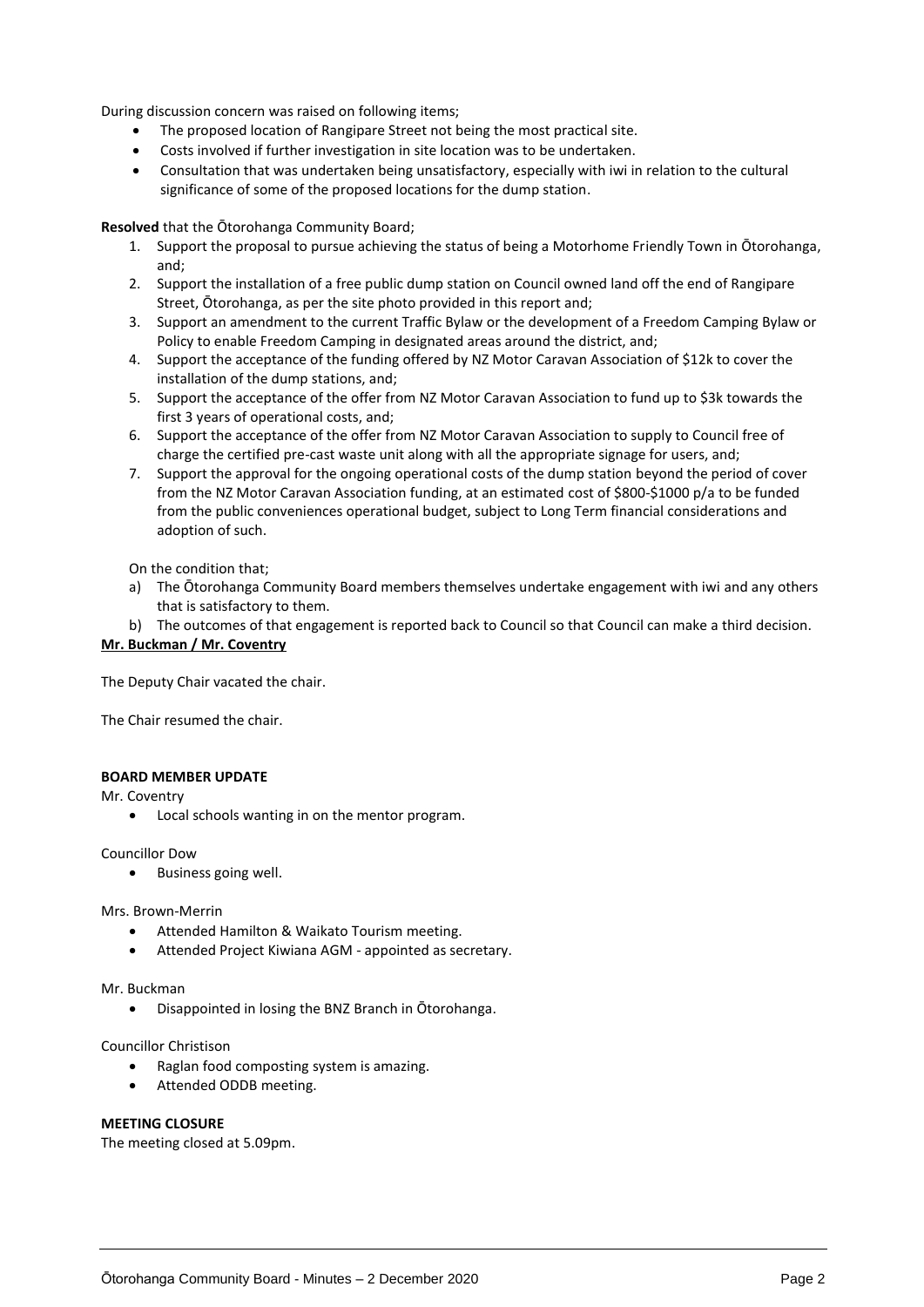During discussion concern was raised on following items;

- The proposed location of Rangipare Street not being the most practical site.
- Costs involved if further investigation in site location was to be undertaken.
- Consultation that was undertaken being unsatisfactory, especially with iwi in relation to the cultural significance of some of the proposed locations for the dump station.

**Resolved** that the Ōtorohanga Community Board;

1. Support the proposal to pursue achieving the status of being a Motorhome Friendly Town in Ōtorohanga, and;
2. Support the installation of a free public dump station on Council owned land off the end of Rangipare Street, Ōtorohanga, as per the site photo provided in this report and;
3. Support an amendment to the current Traffic Bylaw or the development of a Freedom Camping Bylaw or Policy to enable Freedom Camping in designated areas around the district, and;
4. Support the acceptance of the funding offered by NZ Motor Caravan Association of $12k to cover the installation of the dump stations, and;
5. Support the acceptance of the offer from NZ Motor Caravan Association to fund up to $3k towards the first 3 years of operational costs, and;
6. Support the acceptance of the offer from NZ Motor Caravan Association to supply to Council free of charge the certified pre-cast waste unit along with all the appropriate signage for users, and;
7. Support the approval for the ongoing operational costs of the dump station beyond the period of cover from the NZ Motor Caravan Association funding, at an estimated cost of $800-$1000 p/a to be funded from the public conveniences operational budget, subject to Long Term financial considerations and adoption of such.

On the condition that;

a) The Ōtorohanga Community Board members themselves undertake engagement with iwi and any others that is satisfactory to them.
b) The outcomes of that engagement is reported back to Council so that Council can make a third decision.

**Mr. Buckman / Mr. Coventry**

The Deputy Chair vacated the chair.

The Chair resumed the chair.

### BOARD MEMBER UPDATE

Mr. Coventry

- Local schools wanting in on the mentor program.

Councillor Dow

- Business going well.

Mrs. Brown-Merrin

- Attended Hamilton & Waikato Tourism meeting.
- Attended Project Kiwiana AGM - appointed as secretary.

Mr. Buckman

- Disappointed in losing the BNZ Branch in Ōtorohanga.

Councillor Christison

- Raglan food composting system is amazing.
- Attended ODDB meeting.

### MEETING CLOSURE

The meeting closed at 5.09pm.